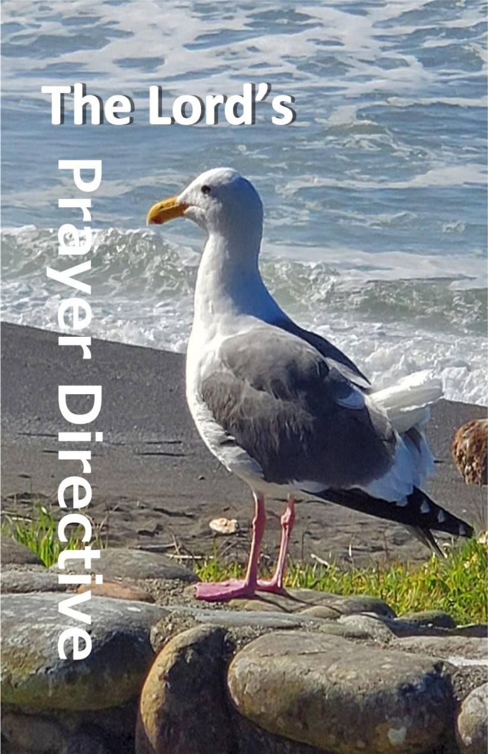# The Lord's Prayer Directive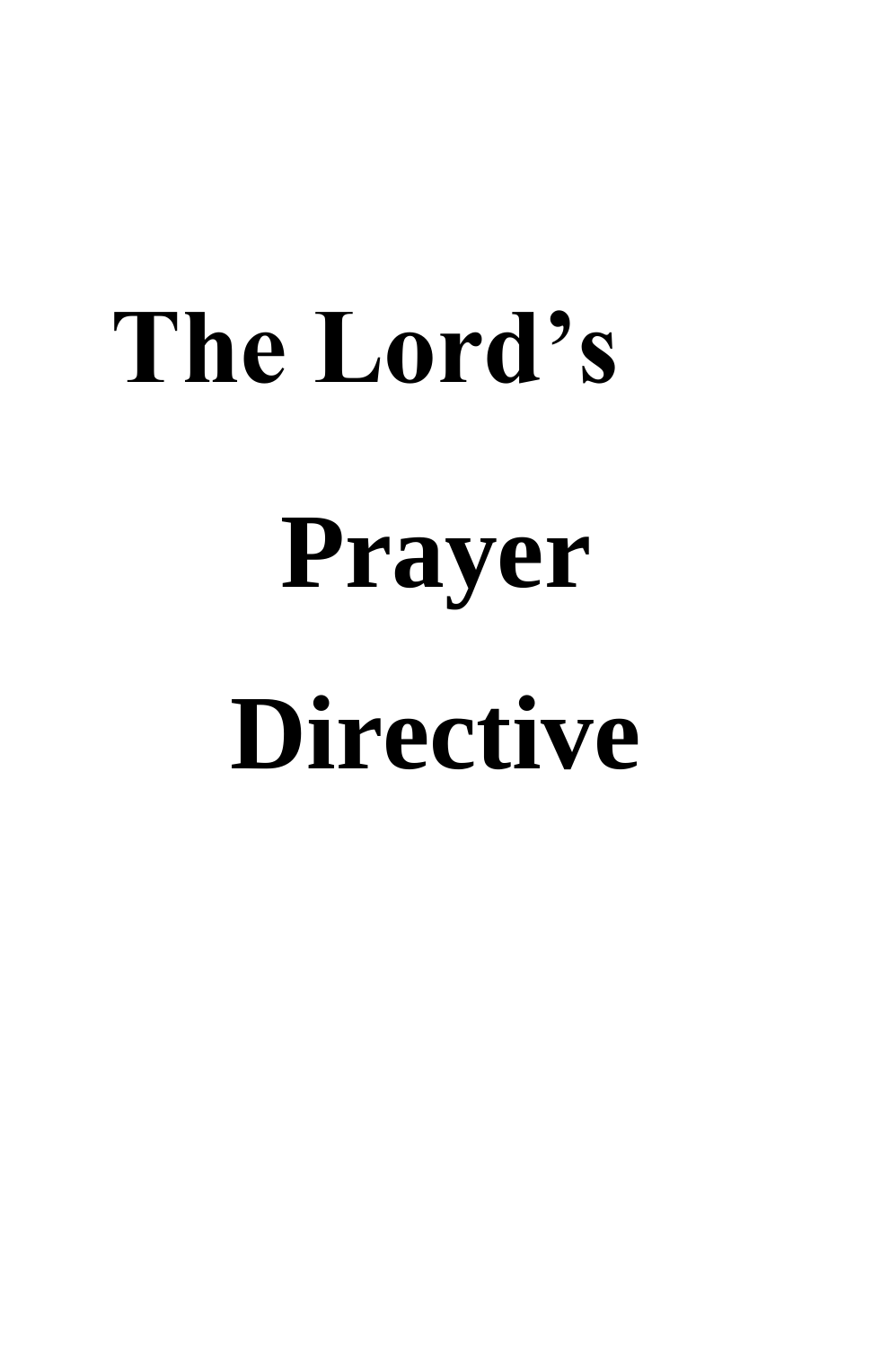# The Lord's Prayer Directive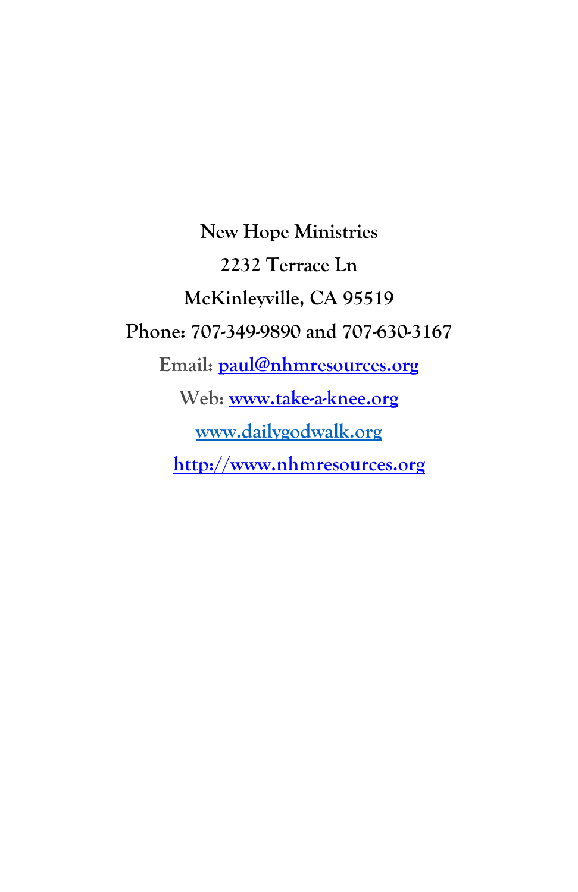**New Hope Ministries**

**2232 Terrace Ln**

**McKinleyville, CA 95519**

**Phone: 707-349-9890 and 707-630-3167**

**Email: [paul@nhmresources.org](mailto:paul@nhmresources.org)**

**Web: [www.take-a-knee.org](http://www.take-a-knee.org)**

**[www.dailygodwalk.org](http://www.dailygodwalk.org)**

**[http://www.nhmresources.org](http://www.nhmresources.org)**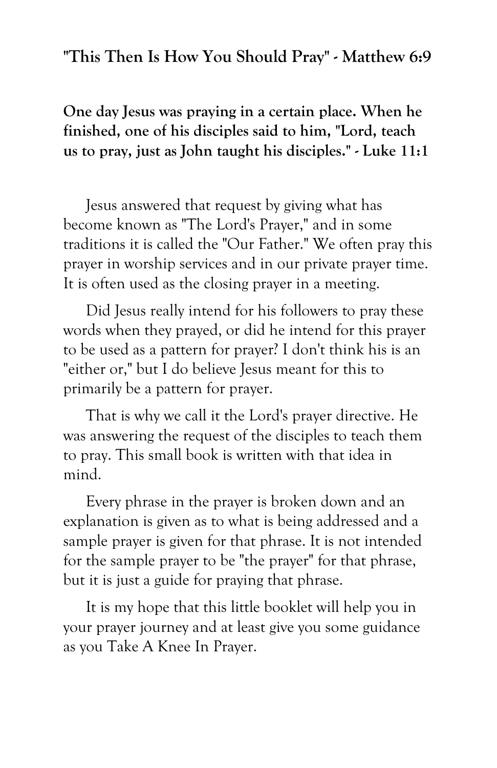## "This Then Is How You Should Pray" - Matthew 6:9

**One day Jesus was praying in a certain place. When he finished, one of his disciples said to him, "Lord, teach us to pray, just as John taught his disciples." - Luke 11:1**

Jesus answered that request by giving what has become known as "The Lord's Prayer," and in some traditions it is called the "Our Father." We often pray this prayer in worship services and in our private prayer time. It is often used as the closing prayer in a meeting.

Did Jesus really intend for his followers to pray these words when they prayed, or did he intend for this prayer to be used as a pattern for prayer? I don't think his is an "either or," but I do believe Jesus meant for this to primarily be a pattern for prayer.

That is why we call it the Lord's prayer directive. He was answering the request of the disciples to teach them to pray. This small book is written with that idea in mind.

Every phrase in the prayer is broken down and an explanation is given as to what is being addressed and a sample prayer is given for that phrase. It is not intended for the sample prayer to be "the prayer" for that phrase, but it is just a guide for praying that phrase.

It is my hope that this little booklet will help you in your prayer journey and at least give you some guidance as you Take A Knee In Prayer.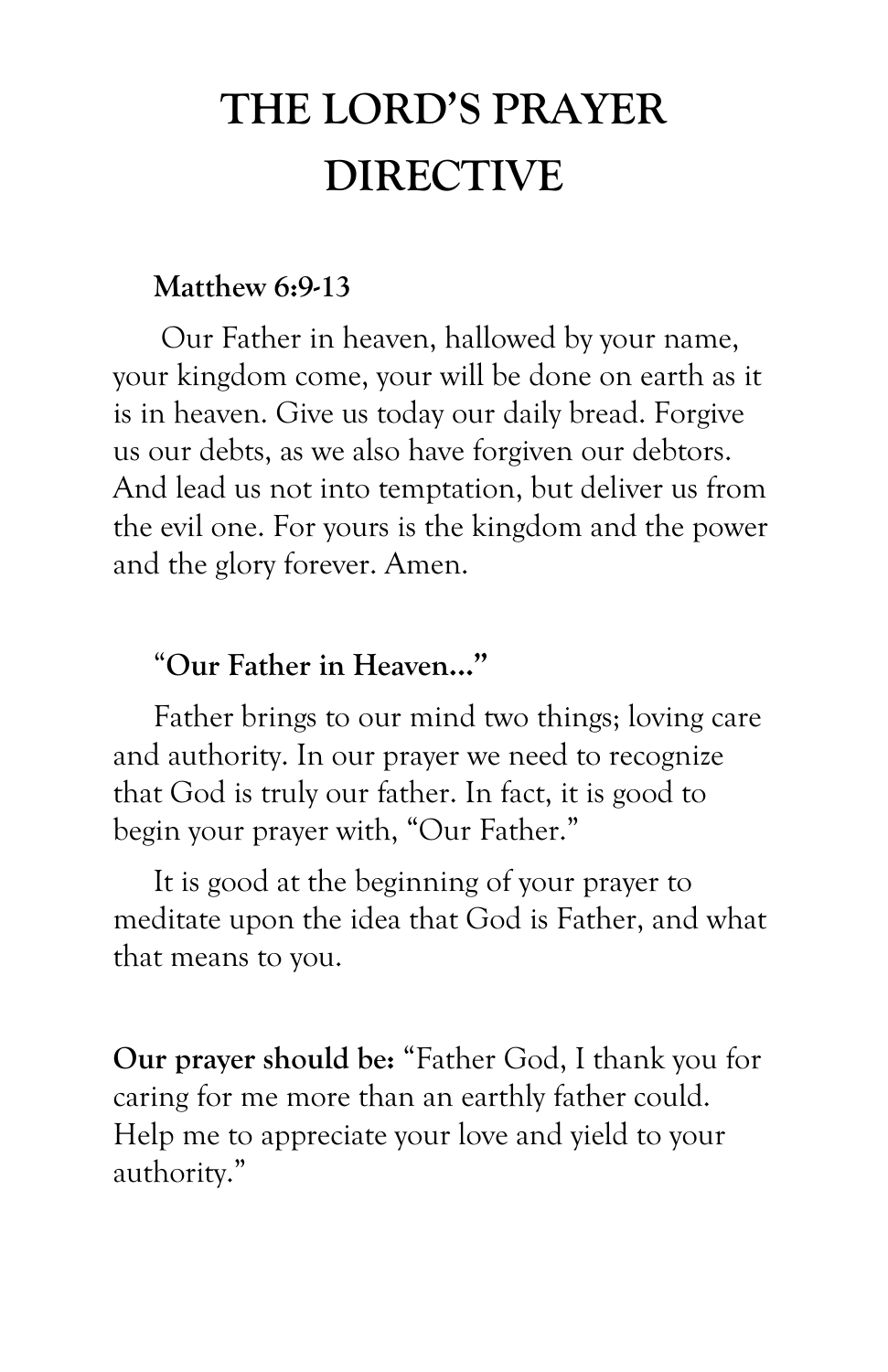# THE LORD'S PRAYER DIRECTIVE

**Matthew 6:9-13**

Our Father in heaven, hallowed by your name, your kingdom come, your will be done on earth as it is in heaven. Give us today our daily bread. Forgive us our debts, as we also have forgiven our debtors. And lead us not into temptation, but deliver us from the evil one. For yours is the kingdom and the power and the glory forever. Amen.

"**Our Father in Heaven…"**

Father brings to our mind two things; loving care and authority. In our prayer we need to recognize that God is truly our father. In fact, it is good to begin your prayer with, "Our Father."

It is good at the beginning of your prayer to meditate upon the idea that God is Father, and what that means to you.

**Our prayer should be:** "Father God, I thank you for caring for me more than an earthly father could. Help me to appreciate your love and yield to your authority."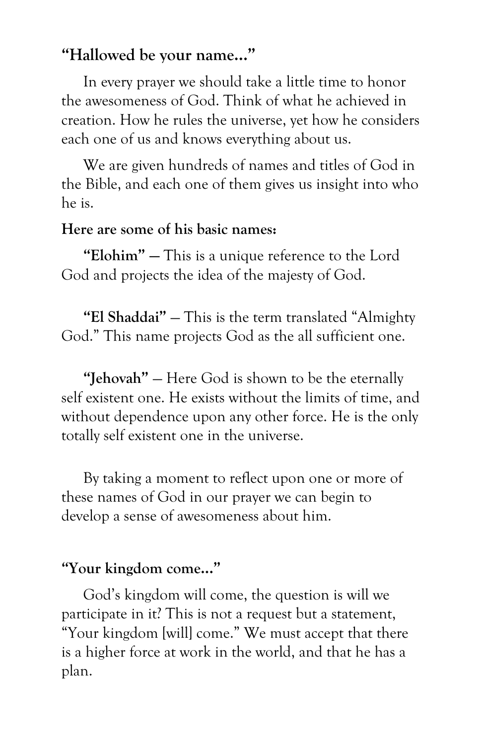**“Hallowed be your name…”**

In every prayer we should take a little time to honor the awesomeness of God. Think of what he achieved in creation. How he rules the universe, yet how he considers each one of us and knows everything about us.

We are given hundreds of names and titles of God in the Bible, and each one of them gives us insight into who he is.

**Here are some of his basic names:**

**“Elohim”** — This is a unique reference to the Lord God and projects the idea of the majesty of God.

**“El Shaddai”** — This is the term translated “Almighty God.” This name projects God as the all sufficient one.

**“Jehovah”** — Here God is shown to be the eternally self existent one. He exists without the limits of time, and without dependence upon any other force. He is the only totally self existent one in the universe.

By taking a moment to reflect upon one or more of these names of God in our prayer we can begin to develop a sense of awesomeness about him.

**“Your kingdom come…”**

God’s kingdom will come, the question is will we participate in it? This is not a request but a statement, “Your kingdom [will] come.” We must accept that there is a higher force at work in the world, and that he has a plan.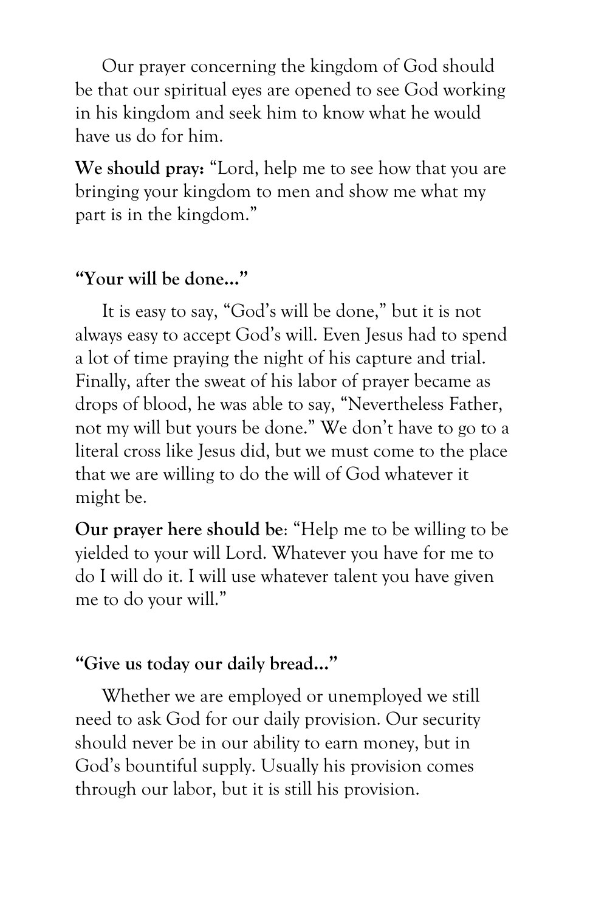Our prayer concerning the kingdom of God should be that our spiritual eyes are opened to see God working in his kingdom and seek him to know what he would have us do for him.

**We should pray:** "Lord, help me to see how that you are bringing your kingdom to men and show me what my part is in the kingdom."

### "Your will be done…"

It is easy to say, "God's will be done," but it is not always easy to accept God's will. Even Jesus had to spend a lot of time praying the night of his capture and trial. Finally, after the sweat of his labor of prayer became as drops of blood, he was able to say, "Nevertheless Father, not my will but yours be done." We don't have to go to a literal cross like Jesus did, but we must come to the place that we are willing to do the will of God whatever it might be.

**Our prayer here should be**: "Help me to be willing to be yielded to your will Lord. Whatever you have for me to do I will do it. I will use whatever talent you have given me to do your will."

### "Give us today our daily bread…"

Whether we are employed or unemployed we still need to ask God for our daily provision. Our security should never be in our ability to earn money, but in God's bountiful supply. Usually his provision comes through our labor, but it is still his provision.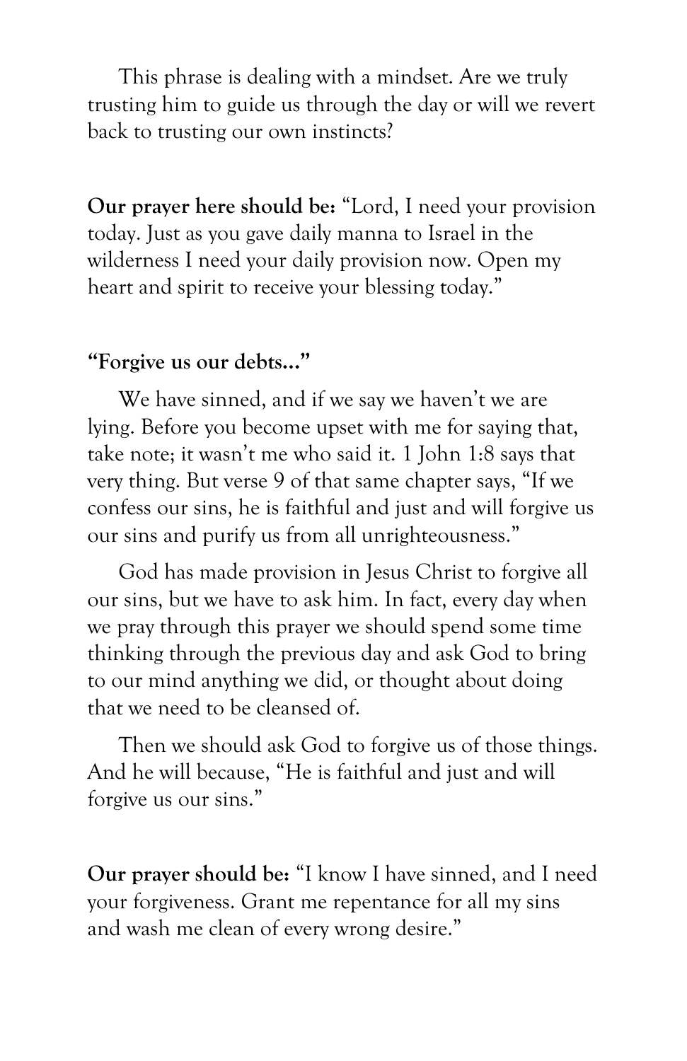This phrase is dealing with a mindset. Are we truly trusting him to guide us through the day or will we revert back to trusting our own instincts?

**Our prayer here should be:** "Lord, I need your provision today. Just as you gave daily manna to Israel in the wilderness I need your daily provision now. Open my heart and spirit to receive your blessing today."

**"Forgive us our debts..."**

We have sinned, and if we say we haven't we are lying. Before you become upset with me for saying that, take note; it wasn't me who said it. 1 John 1:8 says that very thing. But verse 9 of that same chapter says, "If we confess our sins, he is faithful and just and will forgive us our sins and purify us from all unrighteousness."

God has made provision in Jesus Christ to forgive all our sins, but we have to ask him. In fact, every day when we pray through this prayer we should spend some time thinking through the previous day and ask God to bring to our mind anything we did, or thought about doing that we need to be cleansed of.

Then we should ask God to forgive us of those things. And he will because, "He is faithful and just and will forgive us our sins."

**Our prayer should be:** "I know I have sinned, and I need your forgiveness. Grant me repentance for all my sins and wash me clean of every wrong desire."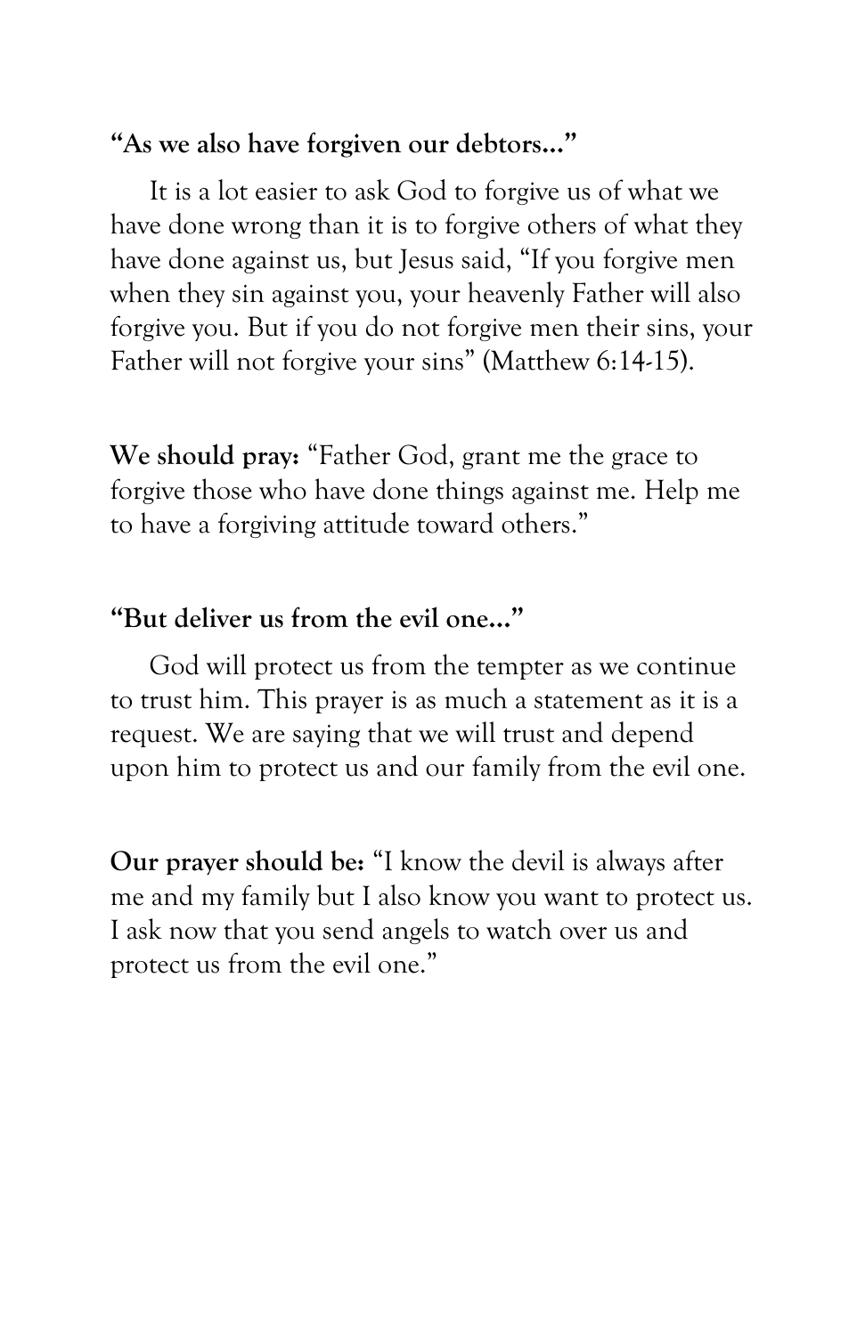**“As we also have forgiven our debtors…”**

It is a lot easier to ask God to forgive us of what we have done wrong than it is to forgive others of what they have done against us, but Jesus said, “If you forgive men when they sin against you, your heavenly Father will also forgive you. But if you do not forgive men their sins, your Father will not forgive your sins” (Matthew 6:14-15).

**We should pray:** “Father God, grant me the grace to forgive those who have done things against me. Help me to have a forgiving attitude toward others.”

**“But deliver us from the evil one…”**

God will protect us from the tempter as we continue to trust him. This prayer is as much a statement as it is a request. We are saying that we will trust and depend upon him to protect us and our family from the evil one.

**Our prayer should be:** “I know the devil is always after me and my family but I also know you want to protect us. I ask now that you send angels to watch over us and protect us from the evil one.”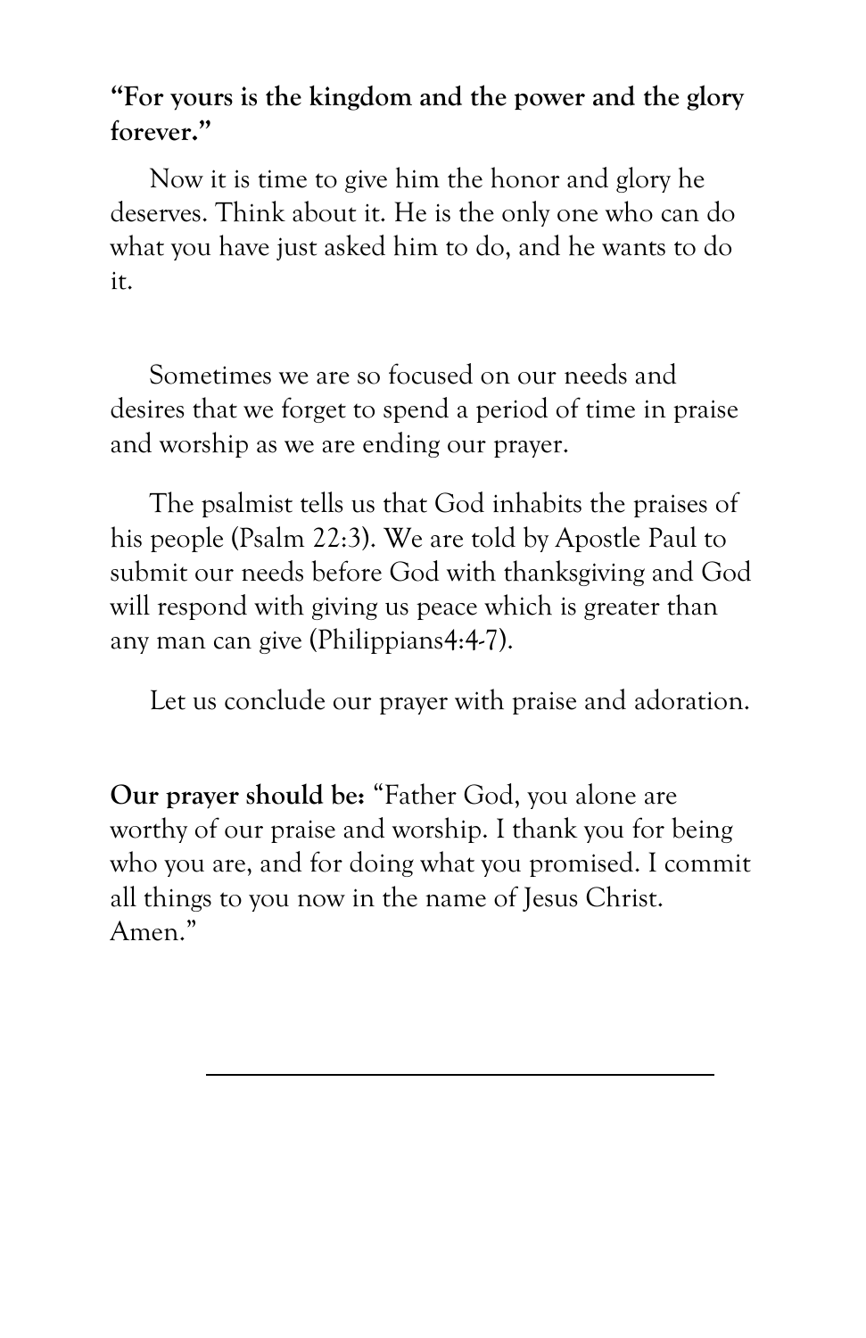**"For yours is the kingdom and the power and the glory forever."**

Now it is time to give him the honor and glory he deserves. Think about it. He is the only one who can do what you have just asked him to do, and he wants to do it.

Sometimes we are so focused on our needs and desires that we forget to spend a period of time in praise and worship as we are ending our prayer.

The psalmist tells us that God inhabits the praises of his people (Psalm 22:3). We are told by Apostle Paul to submit our needs before God with thanksgiving and God will respond with giving us peace which is greater than any man can give (Philippians4:4-7).

Let us conclude our prayer with praise and adoration.

**Our prayer should be:** "Father God, you alone are worthy of our praise and worship. I thank you for being who you are, and for doing what you promised. I commit all things to you now in the name of Jesus Christ. Amen."

---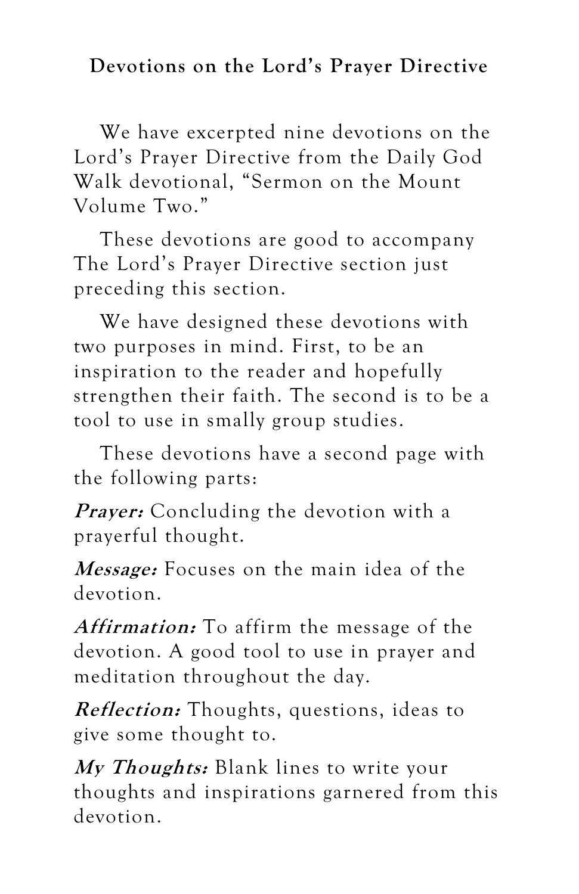## Devotions on the Lord's Prayer Directive

We have excerpted nine devotions on the Lord's Prayer Directive from the Daily God Walk devotional, "Sermon on the Mount Volume Two."

These devotions are good to accompany The Lord's Prayer Directive section just preceding this section.

We have designed these devotions with two purposes in mind. First, to be an inspiration to the reader and hopefully strengthen their faith. The second is to be a tool to use in smally group studies.

These devotions have a second page with the following parts:

***Prayer:*** Concluding the devotion with a prayerful thought.

***Message:*** Focuses on the main idea of the devotion.

***Affirmation:*** To affirm the message of the devotion. A good tool to use in prayer and meditation throughout the day.

***Reflection:*** Thoughts, questions, ideas to give some thought to.

***My Thoughts:*** Blank lines to write your thoughts and inspirations garnered from this devotion.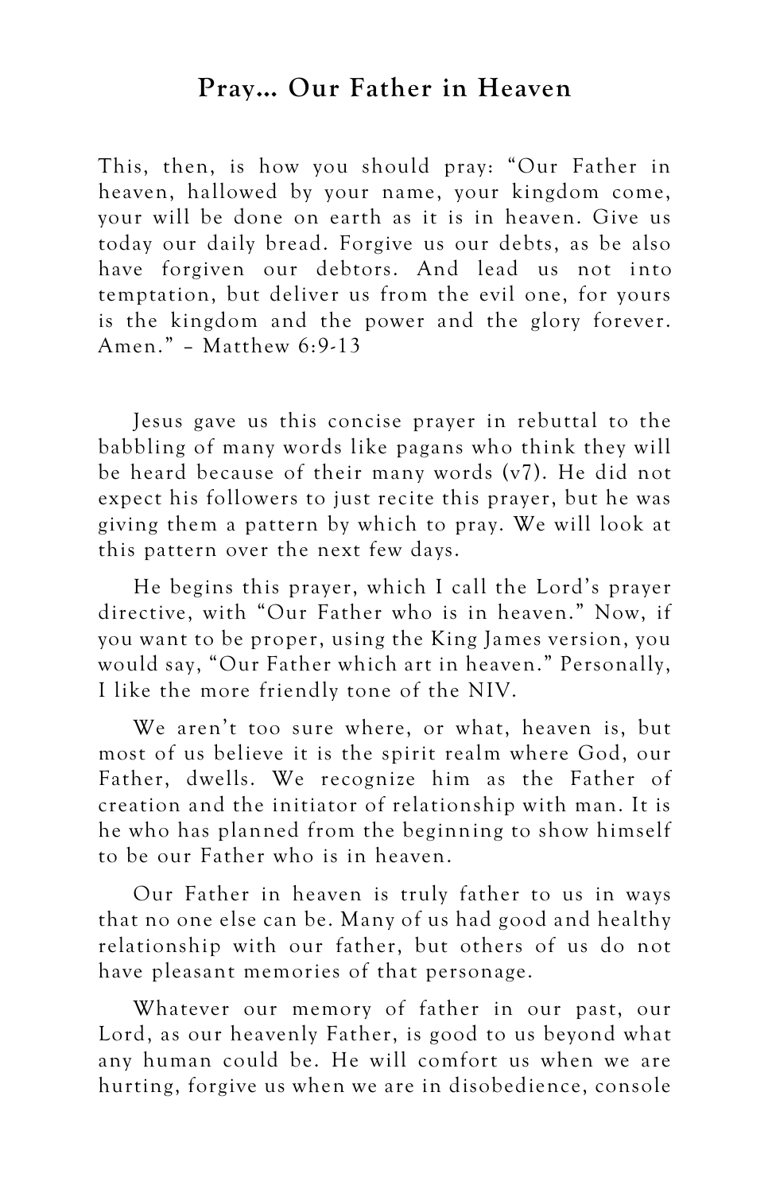## Pray… Our Father in Heaven

This, then, is how you should pray: "Our Father in heaven, hallowed by your name, your kingdom come, your will be done on earth as it is in heaven. Give us today our daily bread. Forgive us our debts, as be also have forgiven our debtors. And lead us not into temptation, but deliver us from the evil one, for yours is the kingdom and the power and the glory forever. Amen." – Matthew 6:9-13

Jesus gave us this concise prayer in rebuttal to the babbling of many words like pagans who think they will be heard because of their many words (v7). He did not expect his followers to just recite this prayer, but he was giving them a pattern by which to pray. We will look at this pattern over the next few days.

He begins this prayer, which I call the Lord's prayer directive, with "Our Father who is in heaven." Now, if you want to be proper, using the King James version, you would say, "Our Father which art in heaven." Personally, I like the more friendly tone of the NIV.

We aren't too sure where, or what, heaven is, but most of us believe it is the spirit realm where God, our Father, dwells. We recognize him as the Father of creation and the initiator of relationship with man. It is he who has planned from the beginning to show himself to be our Father who is in heaven.

Our Father in heaven is truly father to us in ways that no one else can be. Many of us had good and healthy relationship with our father, but others of us do not have pleasant memories of that personage.

Whatever our memory of father in our past, our Lord, as our heavenly Father, is good to us beyond what any human could be. He will comfort us when we are hurting, forgive us when we are in disobedience, console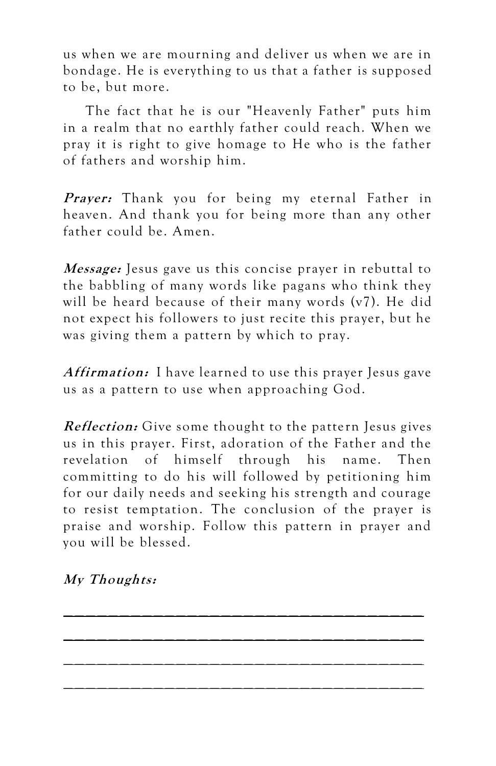us when we are mourning and deliver us when we are in bondage. He is everything to us that a father is supposed to be, but more.

The fact that he is our "Heavenly Father" puts him in a realm that no earthly father could reach. When we pray it is right to give homage to He who is the father of fathers and worship him.

***Prayer:*** Thank you for being my eternal Father in heaven. And thank you for being more than any other father could be. Amen.

***Message:*** Jesus gave us this concise prayer in rebuttal to the babbling of many words like pagans who think they will be heard because of their many words (v7). He did not expect his followers to just recite this prayer, but he was giving them a pattern by which to pray.

***Affirmation:*** I have learned to use this prayer Jesus gave us as a pattern to use when approaching God.

***Reflection:*** Give some thought to the pattern Jesus gives us in this prayer. First, adoration of the Father and the revelation of himself through his name. Then committing to do his will followed by petitioning him for our daily needs and seeking his strength and courage to resist temptation. The conclusion of the prayer is praise and worship. Follow this pattern in prayer and you will be blessed.

***My Thoughts:***

______________________________________

______________________________________

______________________________________

______________________________________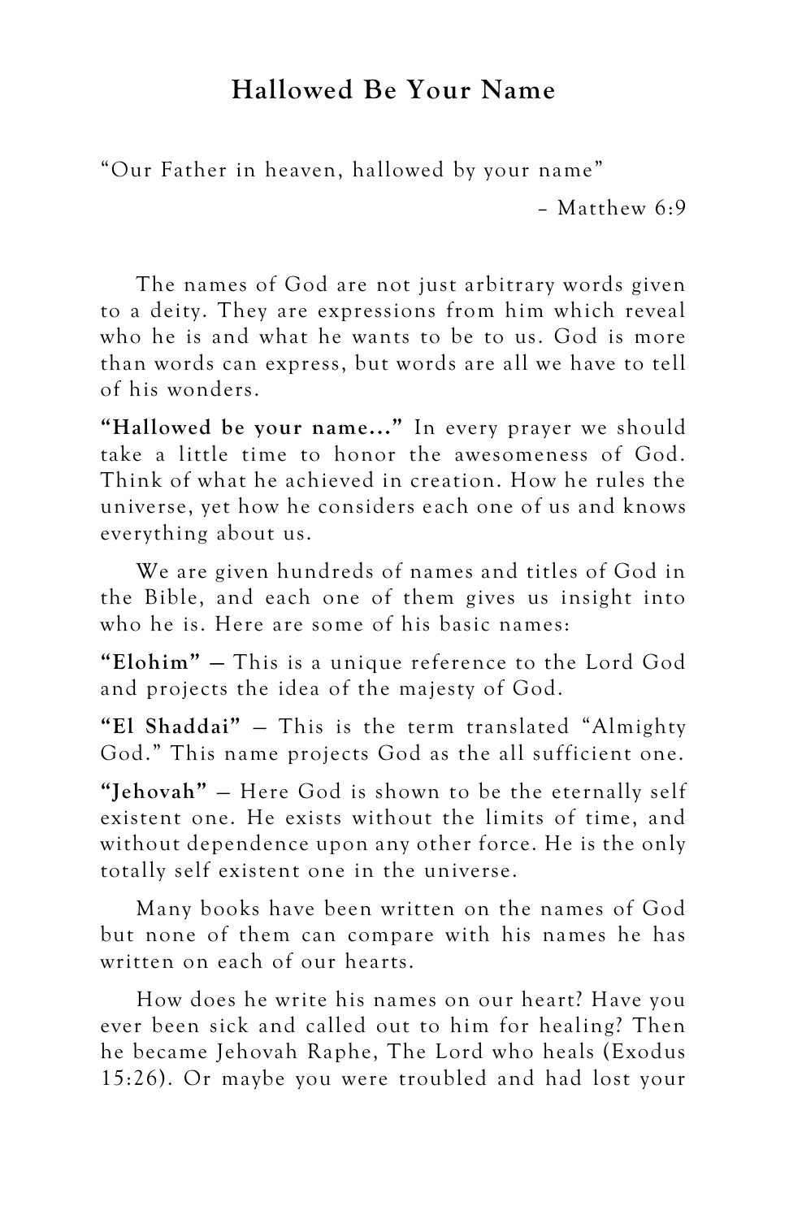## Hallowed Be Your Name

"Our Father in heaven, hallowed by your name"

– Matthew 6:9

The names of God are not just arbitrary words given to a deity. They are expressions from him which reveal who he is and what he wants to be to us. God is more than words can express, but words are all we have to tell of his wonders.

**"Hallowed be your name..."** In every prayer we should take a little time to honor the awesomeness of God. Think of what he achieved in creation. How he rules the universe, yet how he considers each one of us and knows everything about us.

We are given hundreds of names and titles of God in the Bible, and each one of them gives us insight into who he is. Here are some of his basic names:

**"Elohim"** — This is a unique reference to the Lord God and projects the idea of the majesty of God.

**"El Shaddai"** — This is the term translated "Almighty God." This name projects God as the all sufficient one.

**"Jehovah"** — Here God is shown to be the eternally self existent one. He exists without the limits of time, and without dependence upon any other force. He is the only totally self existent one in the universe.

Many books have been written on the names of God but none of them can compare with his names he has written on each of our hearts.

How does he write his names on our heart? Have you ever been sick and called out to him for healing? Then he became Jehovah Raphe, The Lord who heals (Exodus 15:26). Or maybe you were troubled and had lost your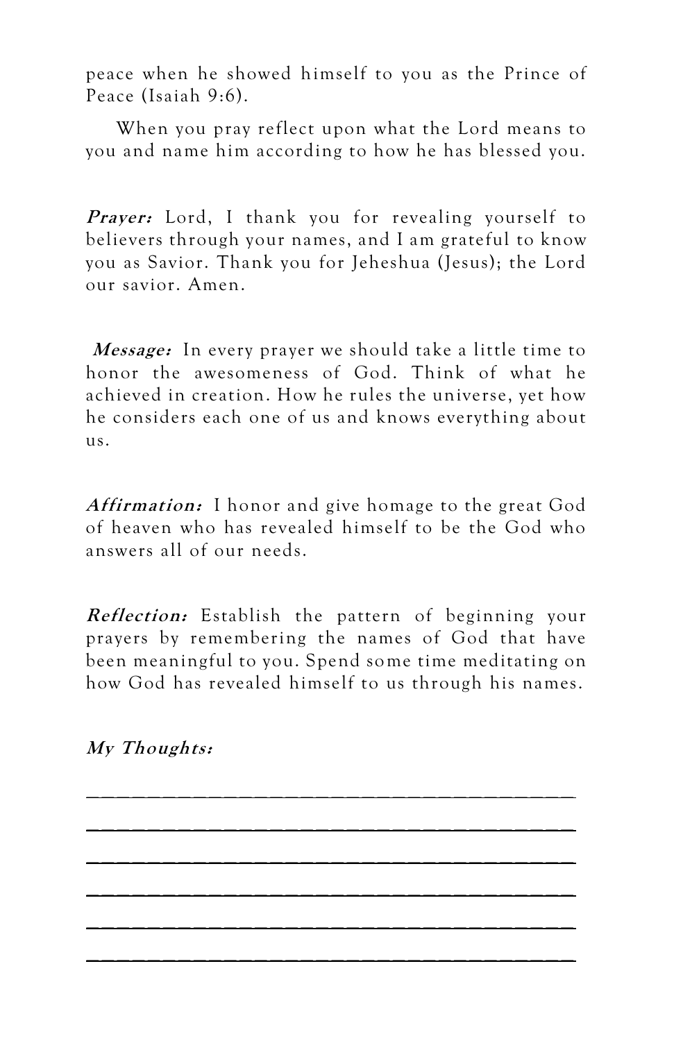peace when he showed himself to you as the Prince of Peace (Isaiah 9:6).

When you pray reflect upon what the Lord means to you and name him according to how he has blessed you.

***Prayer:*** Lord, I thank you for revealing yourself to believers through your names, and I am grateful to know you as Savior. Thank you for Jeheshua (Jesus); the Lord our savior. Amen.

***Message:*** In every prayer we should take a little time to honor the awesomeness of God. Think of what he achieved in creation. How he rules the universe, yet how he considers each one of us and knows everything about us.

***Affirmation:*** I honor and give homage to the great God of heaven who has revealed himself to be the God who answers all of our needs.

***Reflection:*** Establish the pattern of beginning your prayers by remembering the names of God that have been meaningful to you. Spend some time meditating on how God has revealed himself to us through his names.

***My Thoughts:***

______________________________________

______________________________________

______________________________________

______________________________________

______________________________________

______________________________________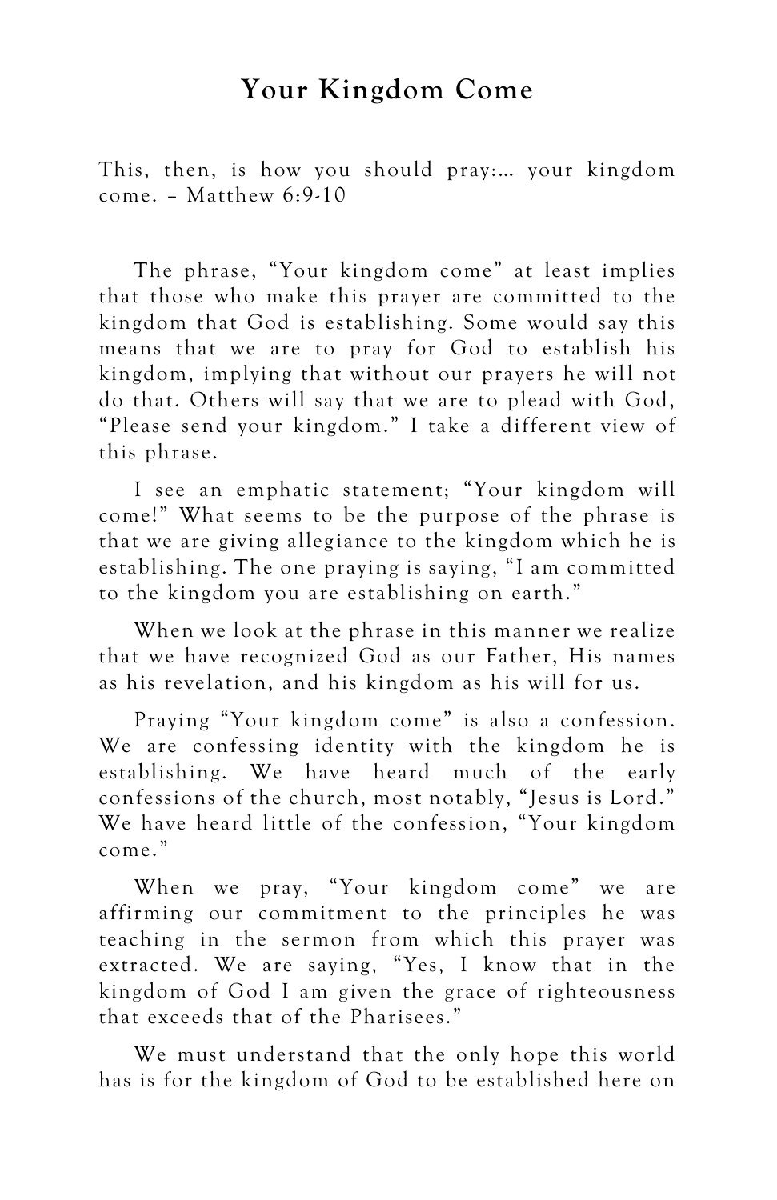# Your Kingdom Come

This, then, is how you should pray:… your kingdom come. – Matthew 6:9-10

The phrase, "Your kingdom come" at least implies that those who make this prayer are committed to the kingdom that God is establishing. Some would say this means that we are to pray for God to establish his kingdom, implying that without our prayers he will not do that. Others will say that we are to plead with God, "Please send your kingdom." I take a different view of this phrase.

I see an emphatic statement; "Your kingdom will come!" What seems to be the purpose of the phrase is that we are giving allegiance to the kingdom which he is establishing. The one praying is saying, "I am committed to the kingdom you are establishing on earth."

When we look at the phrase in this manner we realize that we have recognized God as our Father, His names as his revelation, and his kingdom as his will for us.

Praying "Your kingdom come" is also a confession. We are confessing identity with the kingdom he is establishing. We have heard much of the early confessions of the church, most notably, "Jesus is Lord." We have heard little of the confession, "Your kingdom come."

When we pray, "Your kingdom come" we are affirming our commitment to the principles he was teaching in the sermon from which this prayer was extracted. We are saying, "Yes, I know that in the kingdom of God I am given the grace of righteousness that exceeds that of the Pharisees."

We must understand that the only hope this world has is for the kingdom of God to be established here on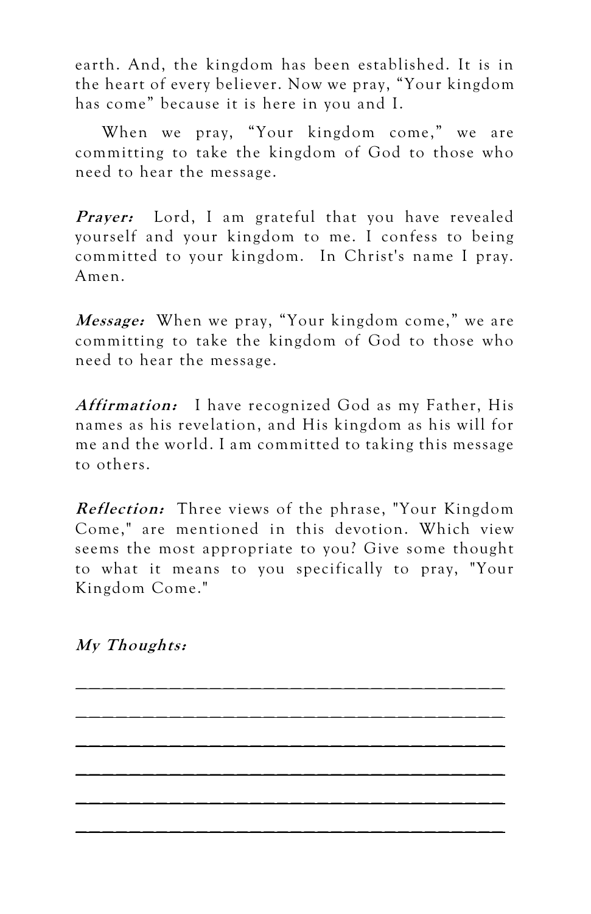earth. And, the kingdom has been established. It is in the heart of every believer. Now we pray, "Your kingdom has come" because it is here in you and I.

When we pray, "Your kingdom come," we are committing to take the kingdom of God to those who need to hear the message.

***Prayer:*** Lord, I am grateful that you have revealed yourself and your kingdom to me. I confess to being committed to your kingdom. In Christ's name I pray. Amen.

***Message:*** When we pray, "Your kingdom come," we are committing to take the kingdom of God to those who need to hear the message.

***Affirmation:*** I have recognized God as my Father, His names as his revelation, and His kingdom as his will for me and the world. I am committed to taking this message to others.

***Reflection:*** Three views of the phrase, "Your Kingdom Come," are mentioned in this devotion. Which view seems the most appropriate to you? Give some thought to what it means to you specifically to pray, "Your Kingdom Come."

***My Thoughts:***

_______________________________________

_______________________________________

_______________________________________

_______________________________________

_______________________________________

_______________________________________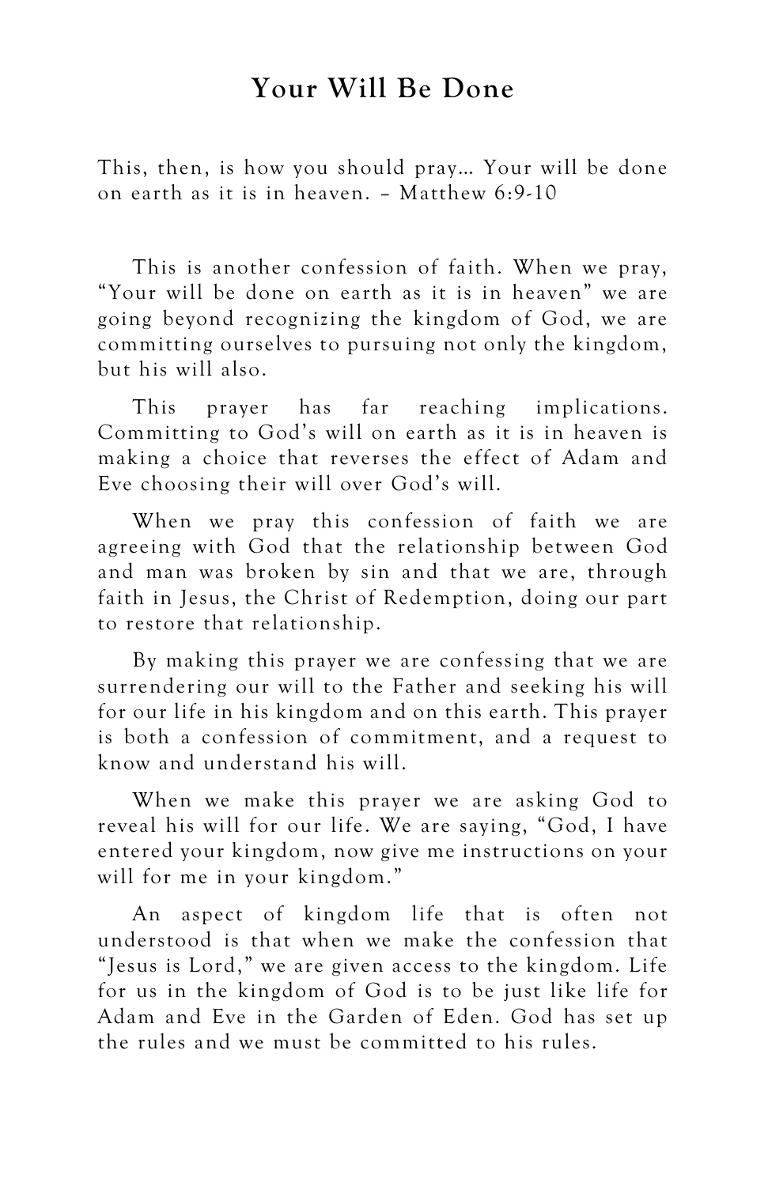# Your Will Be Done

This, then, is how you should pray… Your will be done on earth as it is in heaven. – Matthew 6:9-10

This is another confession of faith. When we pray, "Your will be done on earth as it is in heaven" we are going beyond recognizing the kingdom of God, we are committing ourselves to pursuing not only the kingdom, but his will also.

This prayer has far reaching implications. Committing to God's will on earth as it is in heaven is making a choice that reverses the effect of Adam and Eve choosing their will over God's will.

When we pray this confession of faith we are agreeing with God that the relationship between God and man was broken by sin and that we are, through faith in Jesus, the Christ of Redemption, doing our part to restore that relationship.

By making this prayer we are confessing that we are surrendering our will to the Father and seeking his will for our life in his kingdom and on this earth. This prayer is both a confession of commitment, and a request to know and understand his will.

When we make this prayer we are asking God to reveal his will for our life. We are saying, "God, I have entered your kingdom, now give me instructions on your will for me in your kingdom."

An aspect of kingdom life that is often not understood is that when we make the confession that "Jesus is Lord," we are given access to the kingdom. Life for us in the kingdom of God is to be just like life for Adam and Eve in the Garden of Eden. God has set up the rules and we must be committed to his rules.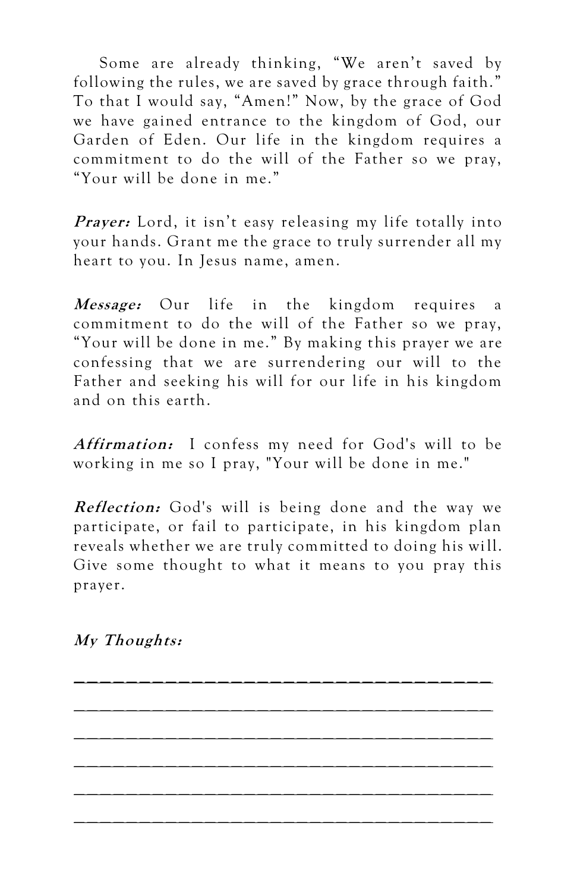Some are already thinking, “We aren’t saved by following the rules, we are saved by grace through faith.” To that I would say, “Amen!” Now, by the grace of God we have gained entrance to the kingdom of God, our Garden of Eden. Our life in the kingdom requires a commitment to do the will of the Father so we pray, “Your will be done in me.”

***Prayer:*** Lord, it isn’t easy releasing my life totally into your hands. Grant me the grace to truly surrender all my heart to you. In Jesus name, amen.

***Message:*** Our life in the kingdom requires a commitment to do the will of the Father so we pray, “Your will be done in me.” By making this prayer we are confessing that we are surrendering our will to the Father and seeking his will for our life in his kingdom and on this earth.

***Affirmation:*** I confess my need for God's will to be working in me so I pray, "Your will be done in me."

***Reflection:*** God's will is being done and the way we participate, or fail to participate, in his kingdom plan reveals whether we are truly committed to doing his will. Give some thought to what it means to you pray this prayer.

***My Thoughts:***

____________________________________

____________________________________

____________________________________

____________________________________

____________________________________

____________________________________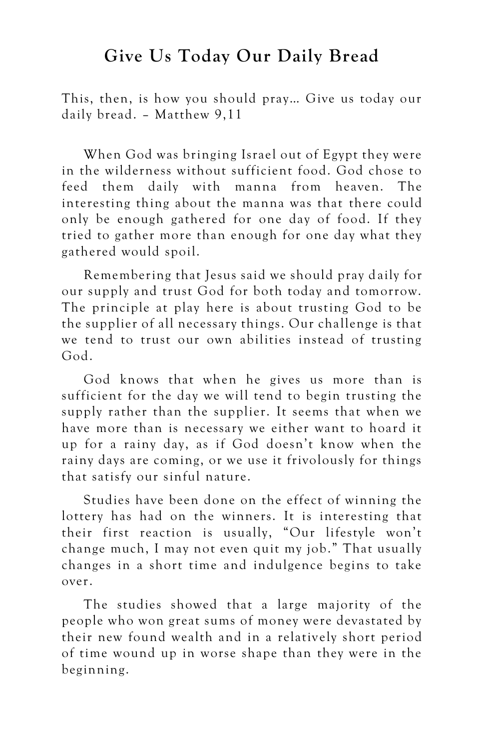# Give Us Today Our Daily Bread

This, then, is how you should pray… Give us today our daily bread. – Matthew 9,11

When God was bringing Israel out of Egypt they were in the wilderness without sufficient food. God chose to feed them daily with manna from heaven. The interesting thing about the manna was that there could only be enough gathered for one day of food. If they tried to gather more than enough for one day what they gathered would spoil.

Remembering that Jesus said we should pray daily for our supply and trust God for both today and tomorrow. The principle at play here is about trusting God to be the supplier of all necessary things. Our challenge is that we tend to trust our own abilities instead of trusting God.

God knows that when he gives us more than is sufficient for the day we will tend to begin trusting the supply rather than the supplier. It seems that when we have more than is necessary we either want to hoard it up for a rainy day, as if God doesn't know when the rainy days are coming, or we use it frivolously for things that satisfy our sinful nature.

Studies have been done on the effect of winning the lottery has had on the winners. It is interesting that their first reaction is usually, "Our lifestyle won't change much, I may not even quit my job." That usually changes in a short time and indulgence begins to take over.

The studies showed that a large majority of the people who won great sums of money were devastated by their new found wealth and in a relatively short period of time wound up in worse shape than they were in the beginning.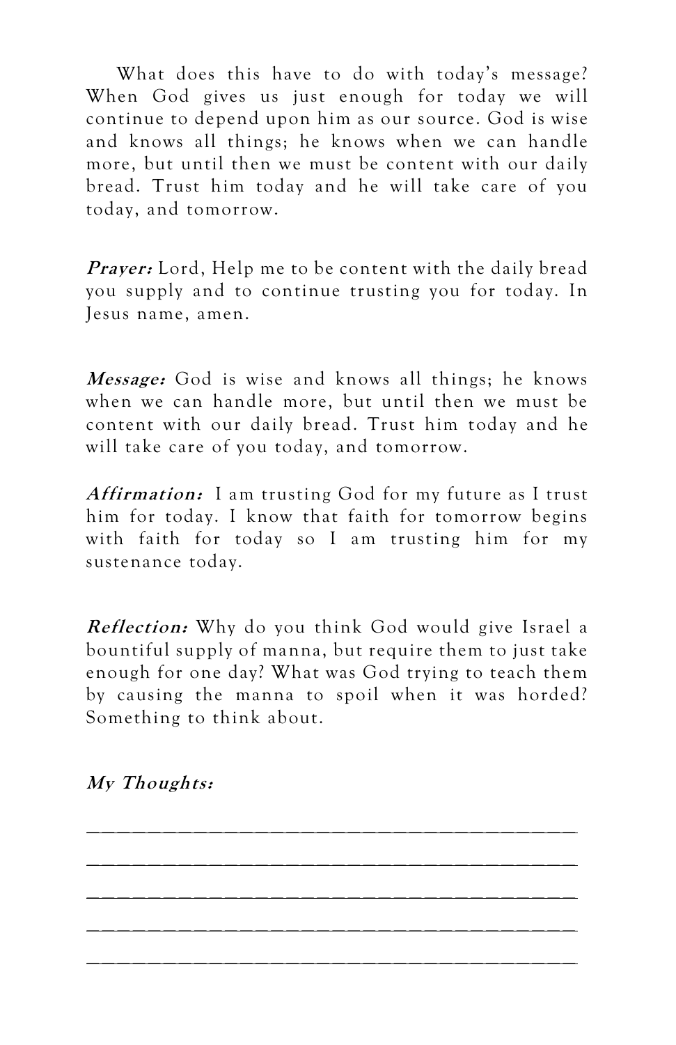What does this have to do with today's message? When God gives us just enough for today we will continue to depend upon him as our source. God is wise and knows all things; he knows when we can handle more, but until then we must be content with our daily bread. Trust him today and he will take care of you today, and tomorrow.

***Prayer:*** Lord, Help me to be content with the daily bread you supply and to continue trusting you for today. In Jesus name, amen.

***Message:*** God is wise and knows all things; he knows when we can handle more, but until then we must be content with our daily bread. Trust him today and he will take care of you today, and tomorrow.

***Affirmation:*** I am trusting God for my future as I trust him for today. I know that faith for tomorrow begins with faith for today so I am trusting him for my sustenance today.

***Reflection:*** Why do you think God would give Israel a bountiful supply of manna, but require them to just take enough for one day? What was God trying to teach them by causing the manna to spoil when it was horded? Something to think about.

***My Thoughts:***

______________________________________

______________________________________

______________________________________

______________________________________

______________________________________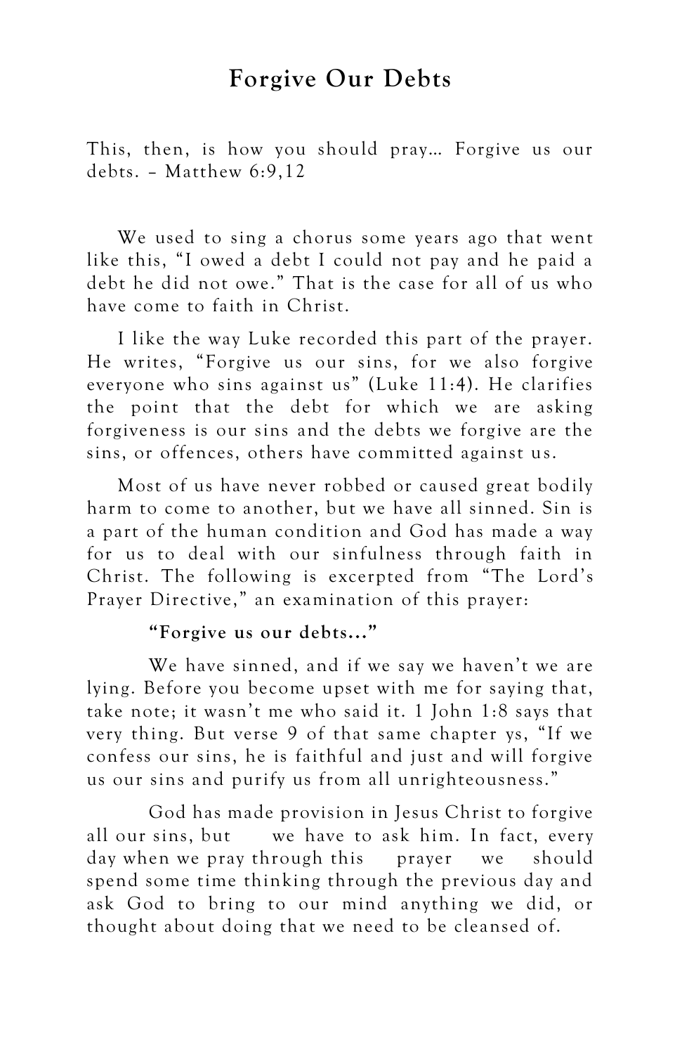# Forgive Our Debts

This, then, is how you should pray… Forgive us our debts. – Matthew 6:9,12

We used to sing a chorus some years ago that went like this, "I owed a debt I could not pay and he paid a debt he did not owe." That is the case for all of us who have come to faith in Christ.

I like the way Luke recorded this part of the prayer. He writes, "Forgive us our sins, for we also forgive everyone who sins against us" (Luke 11:4). He clarifies the point that the debt for which we are asking forgiveness is our sins and the debts we forgive are the sins, or offences, others have committed against us.

Most of us have never robbed or caused great bodily harm to come to another, but we have all sinned. Sin is a part of the human condition and God has made a way for us to deal with our sinfulness through faith in Christ. The following is excerpted from "The Lord's Prayer Directive," an examination of this prayer:

> **"Forgive us our debts…"**
>
> We have sinned, and if we say we haven't we are lying. Before you become upset with me for saying that, take note; it wasn't me who said it. 1 John 1:8 says that very thing. But verse 9 of that same chapter ys, "If we confess our sins, he is faithful and just and will forgive us our sins and purify us from all unrighteousness."
>
> God has made provision in Jesus Christ to forgive all our sins, but we have to ask him. In fact, every day when we pray through this prayer we should spend some time thinking through the previous day and ask God to bring to our mind anything we did, or thought about doing that we need to be cleansed of.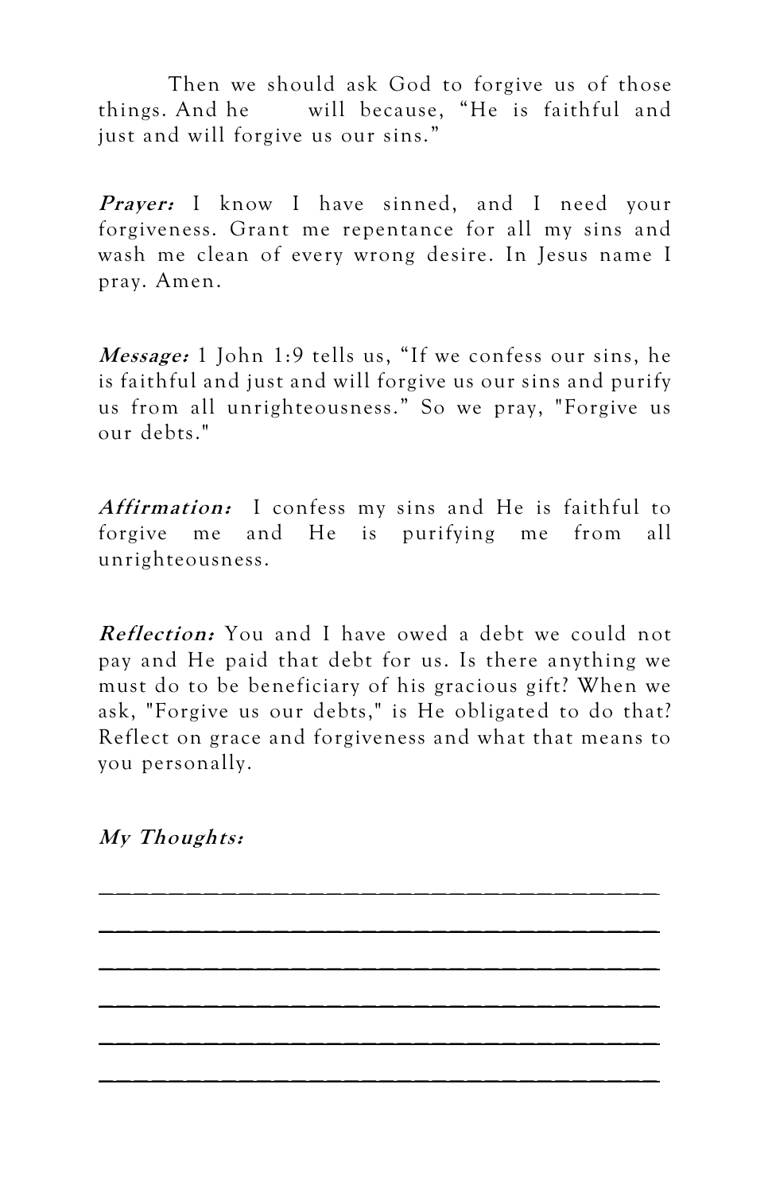Then we should ask God to forgive us of those things. And he will because, “He is faithful and just and will forgive us our sins.”

***Prayer:*** I know I have sinned, and I need your forgiveness. Grant me repentance for all my sins and wash me clean of every wrong desire. In Jesus name I pray. Amen.

***Message:*** 1 John 1:9 tells us, “If we confess our sins, he is faithful and just and will forgive us our sins and purify us from all unrighteousness.” So we pray, "Forgive us our debts."

***Affirmation:*** I confess my sins and He is faithful to forgive me and He is purifying me from all unrighteousness.

***Reflection:*** You and I have owed a debt we could not pay and He paid that debt for us. Is there anything we must do to be beneficiary of his gracious gift? When we ask, "Forgive us our debts," is He obligated to do that? Reflect on grace and forgiveness and what that means to you personally.

***My Thoughts:***

_____________________________________

_____________________________________

_____________________________________

_____________________________________

_____________________________________

_____________________________________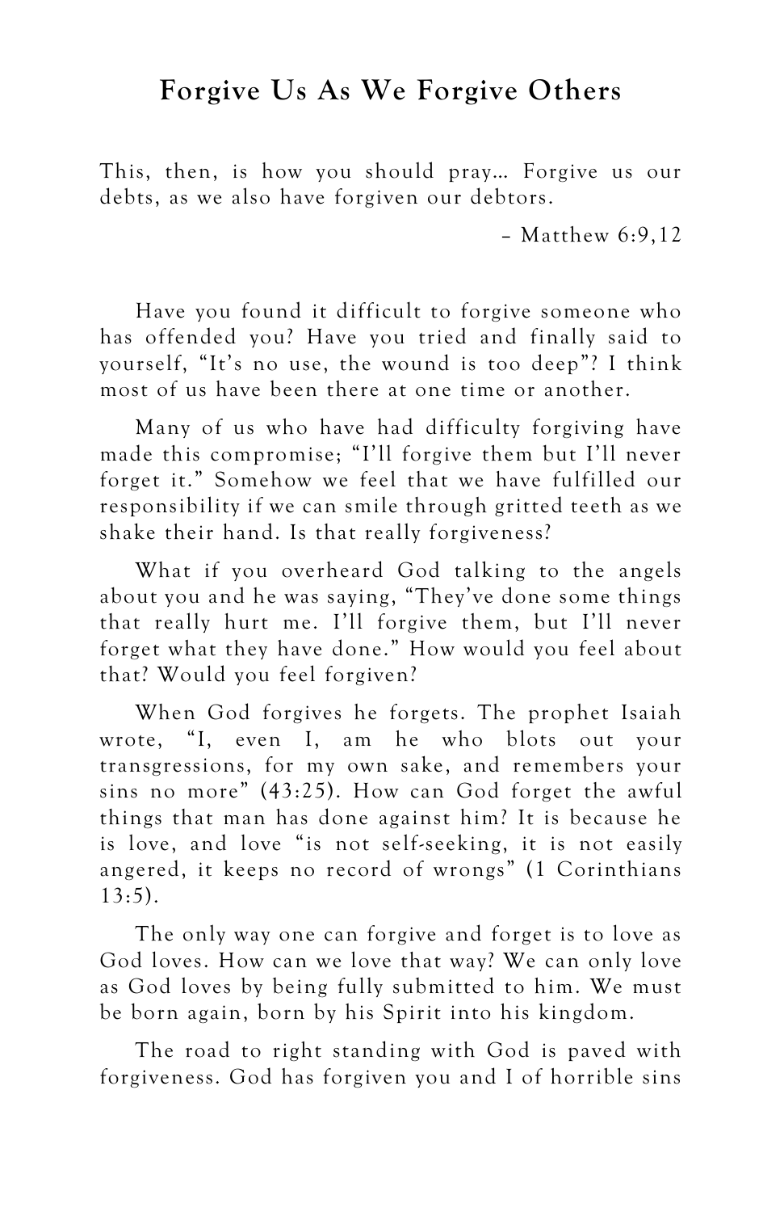# Forgive Us As We Forgive Others

This, then, is how you should pray… Forgive us our debts, as we also have forgiven our debtors.

– Matthew 6:9,12

Have you found it difficult to forgive someone who has offended you? Have you tried and finally said to yourself, "It's no use, the wound is too deep"? I think most of us have been there at one time or another.

Many of us who have had difficulty forgiving have made this compromise; "I'll forgive them but I'll never forget it." Somehow we feel that we have fulfilled our responsibility if we can smile through gritted teeth as we shake their hand. Is that really forgiveness?

What if you overheard God talking to the angels about you and he was saying, "They've done some things that really hurt me. I'll forgive them, but I'll never forget what they have done." How would you feel about that? Would you feel forgiven?

When God forgives he forgets. The prophet Isaiah wrote, "I, even I, am he who blots out your transgressions, for my own sake, and remembers your sins no more" (43:25). How can God forget the awful things that man has done against him? It is because he is love, and love "is not self-seeking, it is not easily angered, it keeps no record of wrongs" (1 Corinthians 13:5).

The only way one can forgive and forget is to love as God loves. How can we love that way? We can only love as God loves by being fully submitted to him. We must be born again, born by his Spirit into his kingdom.

The road to right standing with God is paved with forgiveness. God has forgiven you and I of horrible sins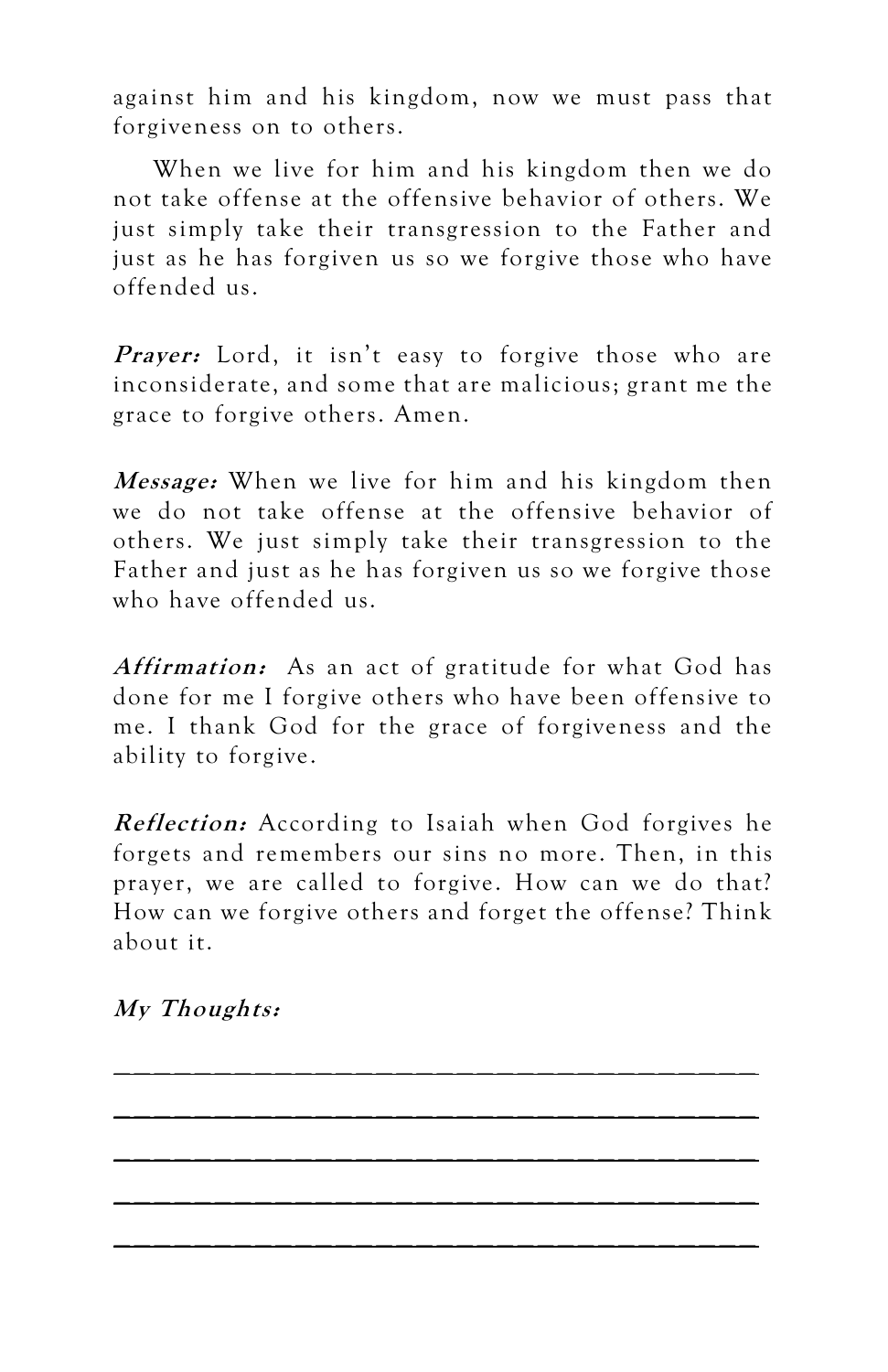against him and his kingdom, now we must pass that forgiveness on to others.

When we live for him and his kingdom then we do not take offense at the offensive behavior of others. We just simply take their transgression to the Father and just as he has forgiven us so we forgive those who have offended us.

***Prayer:*** Lord, it isn't easy to forgive those who are inconsiderate, and some that are malicious; grant me the grace to forgive others. Amen.

***Message:*** When we live for him and his kingdom then we do not take offense at the offensive behavior of others. We just simply take their transgression to the Father and just as he has forgiven us so we forgive those who have offended us.

***Affirmation:*** As an act of gratitude for what God has done for me I forgive others who have been offensive to me. I thank God for the grace of forgiveness and the ability to forgive.

***Reflection:*** According to Isaiah when God forgives he forgets and remembers our sins no more. Then, in this prayer, we are called to forgive. How can we do that? How can we forgive others and forget the offense? Think about it.

***My Thoughts:***

________________________________________

________________________________________

________________________________________

________________________________________

________________________________________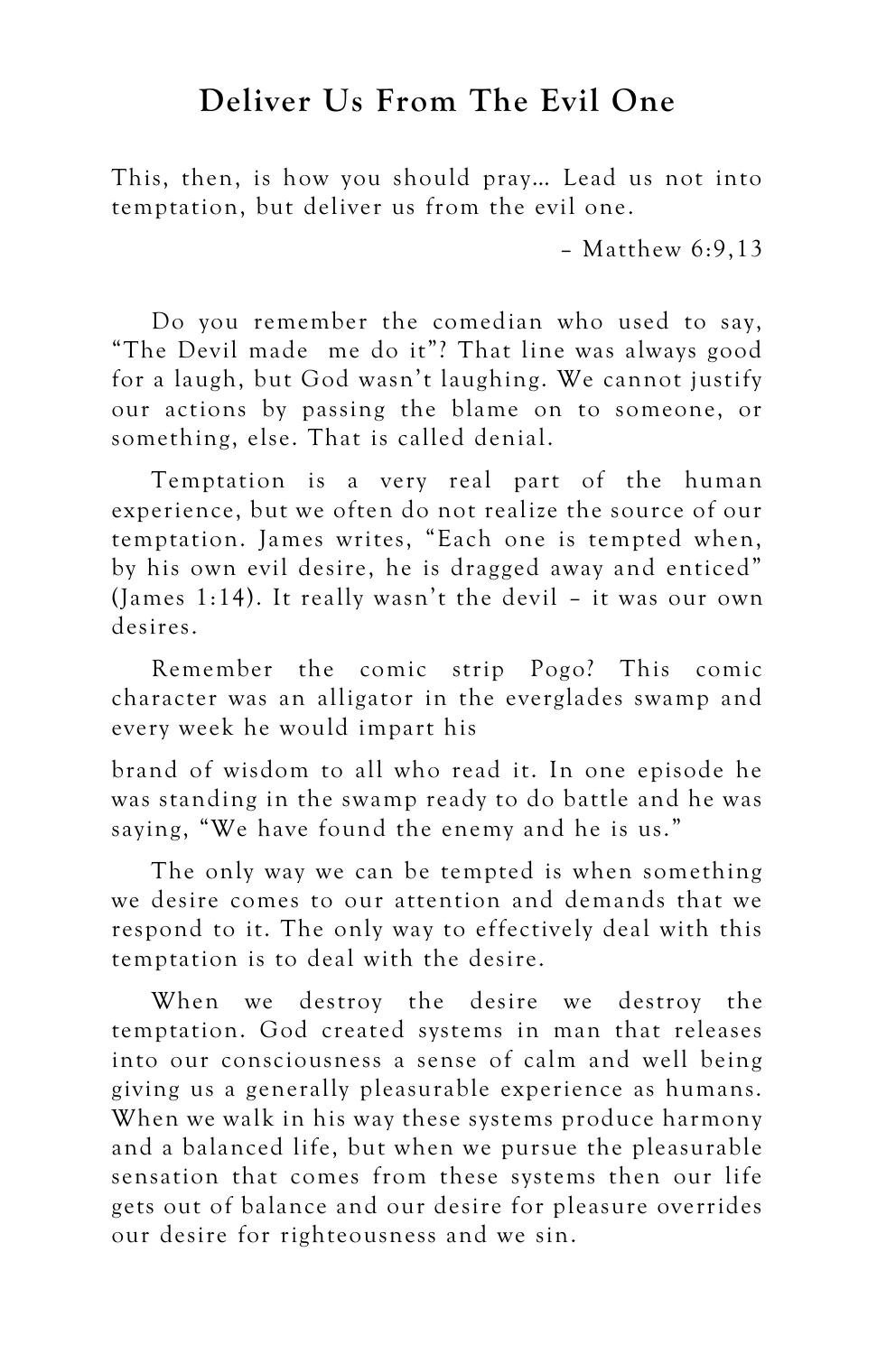## Deliver Us From The Evil One

This, then, is how you should pray… Lead us not into temptation, but deliver us from the evil one.

– Matthew 6:9,13

Do you remember the comedian who used to say, "The Devil made me do it"? That line was always good for a laugh, but God wasn't laughing. We cannot justify our actions by passing the blame on to someone, or something, else. That is called denial.

Temptation is a very real part of the human experience, but we often do not realize the source of our temptation. James writes, "Each one is tempted when, by his own evil desire, he is dragged away and enticed" (James 1:14). It really wasn't the devil – it was our own desires.

Remember the comic strip Pogo? This comic character was an alligator in the everglades swamp and every week he would impart his brand of wisdom to all who read it. In one episode he was standing in the swamp ready to do battle and he was saying, "We have found the enemy and he is us."

The only way we can be tempted is when something we desire comes to our attention and demands that we respond to it. The only way to effectively deal with this temptation is to deal with the desire.

When we destroy the desire we destroy the temptation. God created systems in man that releases into our consciousness a sense of calm and well being giving us a generally pleasurable experience as humans. When we walk in his way these systems produce harmony and a balanced life, but when we pursue the pleasurable sensation that comes from these systems then our life gets out of balance and our desire for pleasure overrides our desire for righteousness and we sin.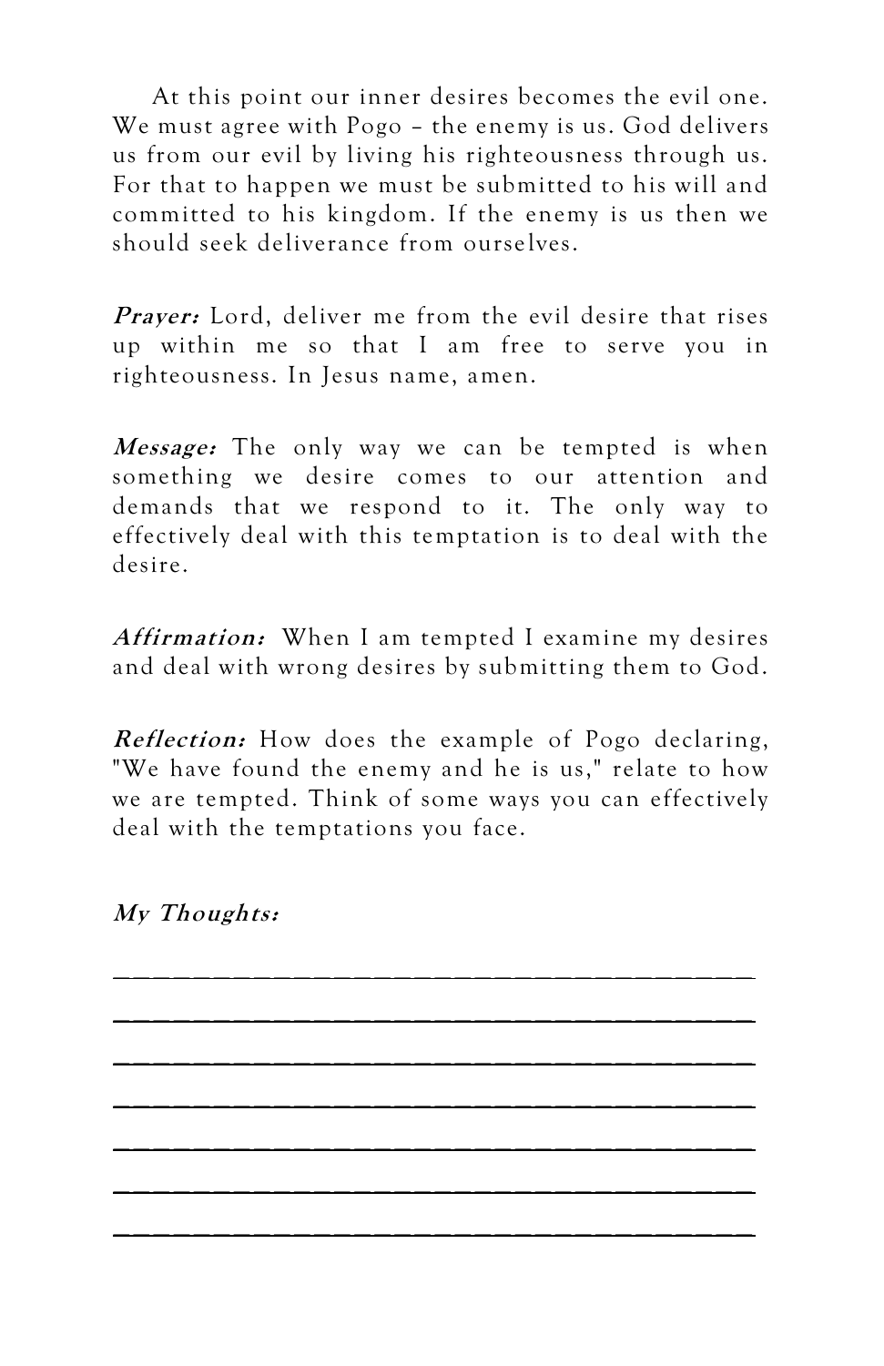At this point our inner desires becomes the evil one. We must agree with Pogo – the enemy is us. God delivers us from our evil by living his righteousness through us. For that to happen we must be submitted to his will and committed to his kingdom. If the enemy is us then we should seek deliverance from ourselves.

***Prayer:*** Lord, deliver me from the evil desire that rises up within me so that I am free to serve you in righteousness. In Jesus name, amen.

***Message:*** The only way we can be tempted is when something we desire comes to our attention and demands that we respond to it. The only way to effectively deal with this temptation is to deal with the desire.

***Affirmation:*** When I am tempted I examine my desires and deal with wrong desires by submitting them to God.

***Reflection:*** How does the example of Pogo declaring, "We have found the enemy and he is us," relate to how we are tempted. Think of some ways you can effectively deal with the temptations you face.

***My Thoughts:***

\_\_\_\_\_\_\_\_\_\_\_\_\_\_\_\_\_\_\_\_\_\_\_\_\_\_\_\_\_\_\_\_\_\_\_\_\_\_\_\_

\_\_\_\_\_\_\_\_\_\_\_\_\_\_\_\_\_\_\_\_\_\_\_\_\_\_\_\_\_\_\_\_\_\_\_\_\_\_\_\_

\_\_\_\_\_\_\_\_\_\_\_\_\_\_\_\_\_\_\_\_\_\_\_\_\_\_\_\_\_\_\_\_\_\_\_\_\_\_\_\_

\_\_\_\_\_\_\_\_\_\_\_\_\_\_\_\_\_\_\_\_\_\_\_\_\_\_\_\_\_\_\_\_\_\_\_\_\_\_\_\_

\_\_\_\_\_\_\_\_\_\_\_\_\_\_\_\_\_\_\_\_\_\_\_\_\_\_\_\_\_\_\_\_\_\_\_\_\_\_\_\_

\_\_\_\_\_\_\_\_\_\_\_\_\_\_\_\_\_\_\_\_\_\_\_\_\_\_\_\_\_\_\_\_\_\_\_\_\_\_\_\_

\_\_\_\_\_\_\_\_\_\_\_\_\_\_\_\_\_\_\_\_\_\_\_\_\_\_\_\_\_\_\_\_\_\_\_\_\_\_\_\_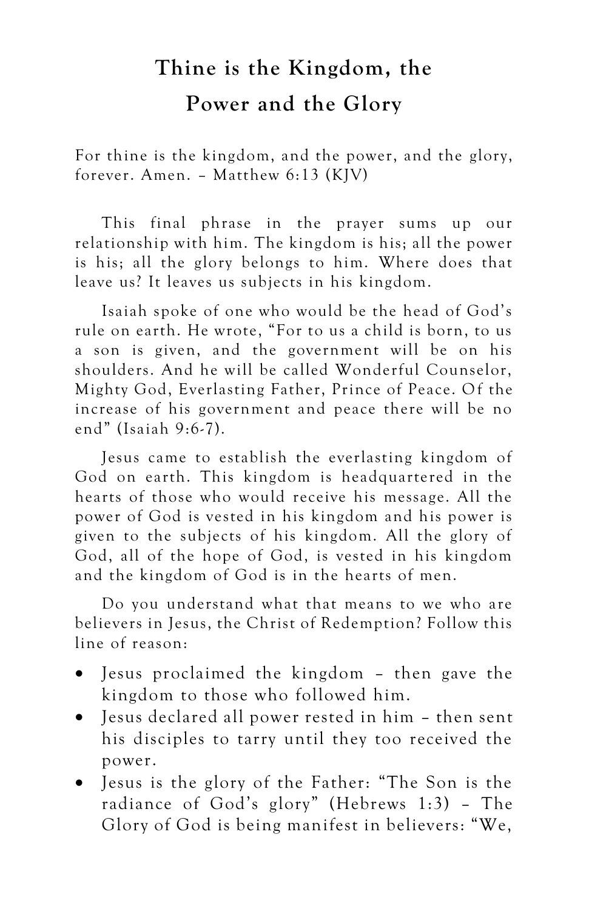# Thine is the Kingdom, the Power and the Glory

For thine is the kingdom, and the power, and the glory, forever. Amen. – Matthew 6:13 (KJV)

This final phrase in the prayer sums up our relationship with him. The kingdom is his; all the power is his; all the glory belongs to him. Where does that leave us? It leaves us subjects in his kingdom.

Isaiah spoke of one who would be the head of God's rule on earth. He wrote, "For to us a child is born, to us a son is given, and the government will be on his shoulders. And he will be called Wonderful Counselor, Mighty God, Everlasting Father, Prince of Peace. Of the increase of his government and peace there will be no end" (Isaiah 9:6-7).

Jesus came to establish the everlasting kingdom of God on earth. This kingdom is headquartered in the hearts of those who would receive his message. All the power of God is vested in his kingdom and his power is given to the subjects of his kingdom. All the glory of God, all of the hope of God, is vested in his kingdom and the kingdom of God is in the hearts of men.

Do you understand what that means to we who are believers in Jesus, the Christ of Redemption? Follow this line of reason:

- Jesus proclaimed the kingdom – then gave the kingdom to those who followed him.
- Jesus declared all power rested in him – then sent his disciples to tarry until they too received the power.
- Jesus is the glory of the Father: "The Son is the radiance of God's glory" (Hebrews 1:3) – The Glory of God is being manifest in believers: "We,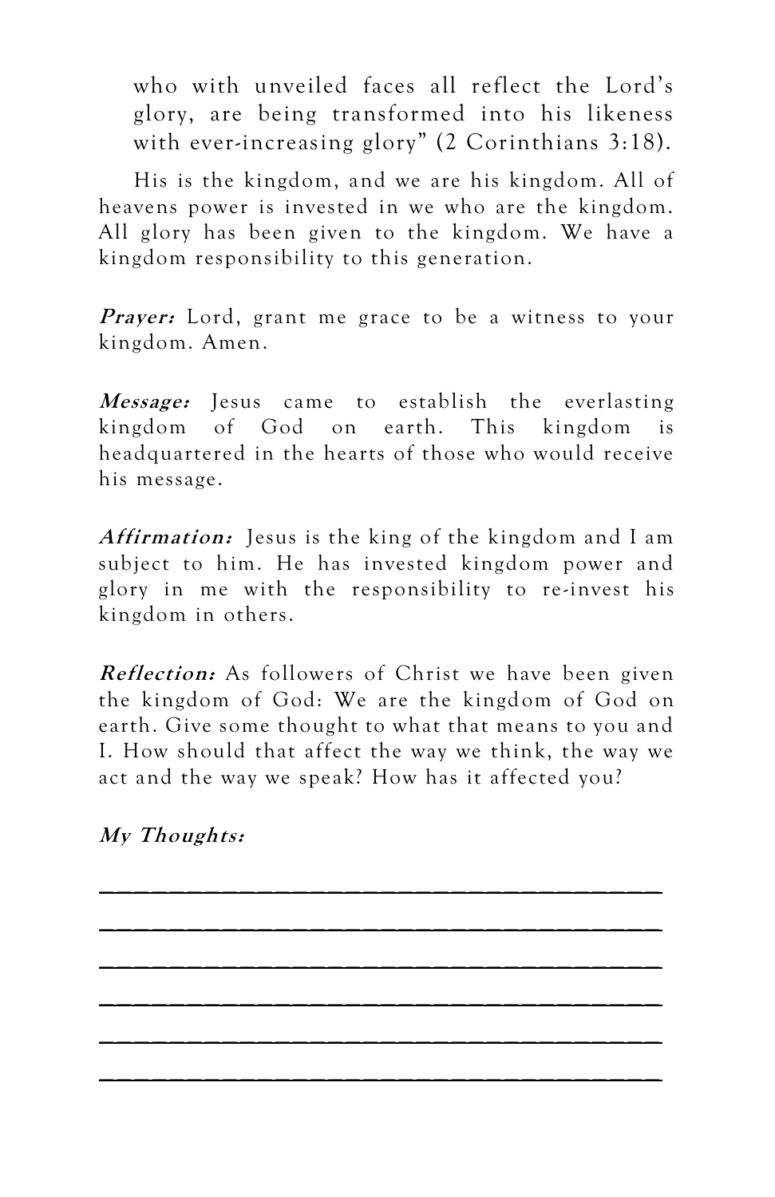who with unveiled faces all reflect the Lord's glory, are being transformed into his likeness with ever-increasing glory" (2 Corinthians 3:18).

His is the kingdom, and we are his kingdom. All of heavens power is invested in we who are the kingdom. All glory has been given to the kingdom. We have a kingdom responsibility to this generation.

***Prayer:*** Lord, grant me grace to be a witness to your kingdom. Amen.

***Message:*** Jesus came to establish the everlasting kingdom of God on earth. This kingdom is headquartered in the hearts of those who would receive his message.

***Affirmation:*** Jesus is the king of the kingdom and I am subject to him. He has invested kingdom power and glory in me with the responsibility to re-invest his kingdom in others.

***Reflection:*** As followers of Christ we have been given the kingdom of God: We are the kingdom of God on earth. Give some thought to what that means to you and I. How should that affect the way we think, the way we act and the way we speak? How has it affected you?

***My Thoughts:***

______________________________________

______________________________________

______________________________________

______________________________________

______________________________________

______________________________________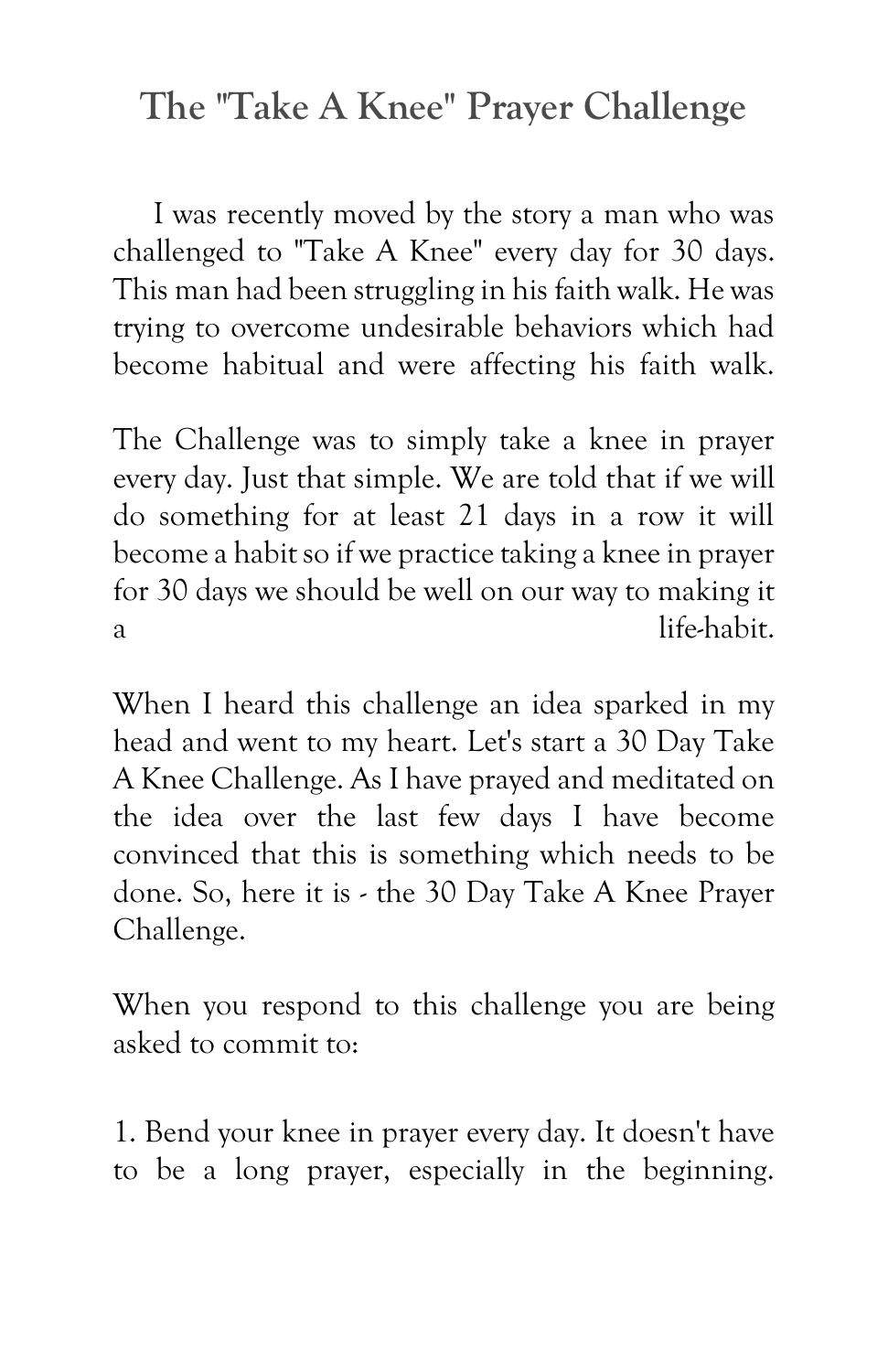## The "Take A Knee" Prayer Challenge

I was recently moved by the story a man who was challenged to "Take A Knee" every day for 30 days. This man had been struggling in his faith walk. He was trying to overcome undesirable behaviors which had become habitual and were affecting his faith walk.

The Challenge was to simply take a knee in prayer every day. Just that simple. We are told that if we will do something for at least 21 days in a row it will become a habit so if we practice taking a knee in prayer for 30 days we should be well on our way to making it a life-habit.

When I heard this challenge an idea sparked in my head and went to my heart. Let's start a 30 Day Take A Knee Challenge. As I have prayed and meditated on the idea over the last few days I have become convinced that this is something which needs to be done. So, here it is - the 30 Day Take A Knee Prayer Challenge.

When you respond to this challenge you are being asked to commit to:

1. Bend your knee in prayer every day. It doesn't have to be a long prayer, especially in the beginning.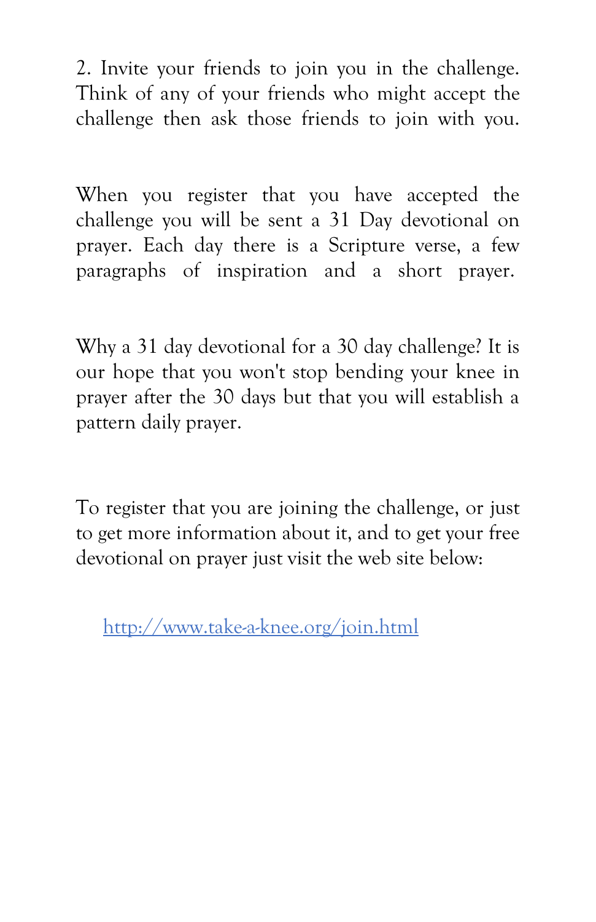2. Invite your friends to join you in the challenge. Think of any of your friends who might accept the challenge then ask those friends to join with you.

When you register that you have accepted the challenge you will be sent a 31 Day devotional on prayer. Each day there is a Scripture verse, a few paragraphs of inspiration and a short prayer.

Why a 31 day devotional for a 30 day challenge? It is our hope that you won't stop bending your knee in prayer after the 30 days but that you will establish a pattern daily prayer.

To register that you are joining the challenge, or just to get more information about it, and to get your free devotional on prayer just visit the web site below:

[http://www.take-a-knee.org/join.html](http://www.take-a-knee.org/join.html)